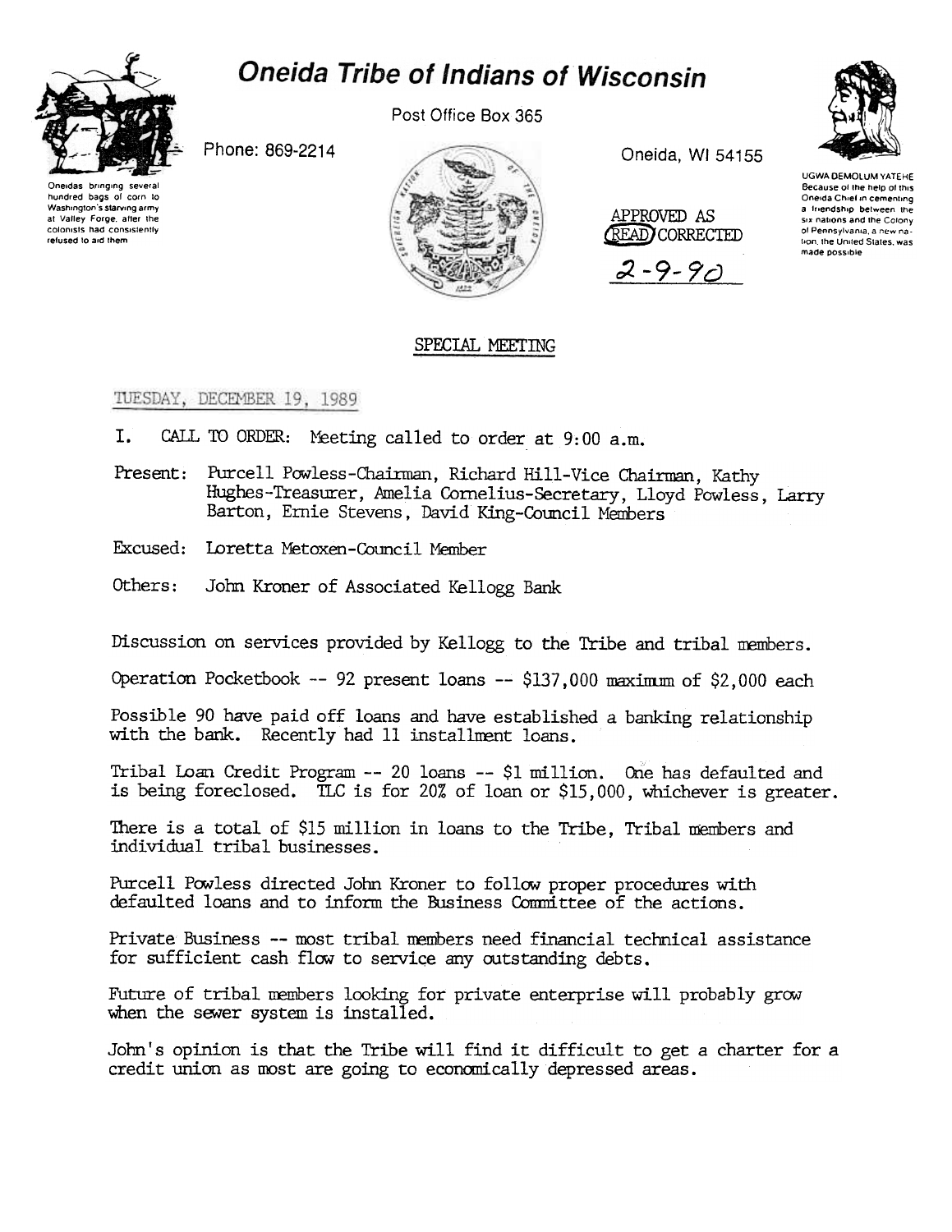# Oneida Tribe of Indians of Wisconsin

Post Office Box 365

Phone: 869-2214

Oneida, WI 54155

Oneidas bringing several hundred bags of corn to Washington's starving army at Valley Forge, after the colonists had consistently refused to aid them

UGWA DEMOLUM YATEHE
Because of the help of this Oneida Chief in cementing a friendship between the six nations and the Colony of Pennsylvania, a new nation, the United States, was made possible

APPROVED AS READ/CORRECTED
2-9-90

## SPECIAL MEETING

TUESDAY, DECEMBER 19, 1989

I. CALL TO ORDER: Meeting called to order at 9:00 a.m.

Present: Purcell Powless-Chairman, Richard Hill-Vice Chairman, Kathy Hughes-Treasurer, Amelia Cornelius-Secretary, Lloyd Powless, Larry Barton, Ernie Stevens, David King-Council Members

Excused: Loretta Metoxen-Council Member

Others: John Kroner of Associated Kellogg Bank

Discussion on services provided by Kellogg to the Tribe and tribal members.

Operation Pocketbook -- 92 present loans -- $137,000 maximum of $2,000 each

Possible 90 have paid off loans and have established a banking relationship with the bank. Recently had 11 installment loans.

Tribal Loan Credit Program -- 20 loans -- $1 million. One has defaulted and is being foreclosed. TLC is for 20% of loan or $15,000, whichever is greater.

There is a total of $15 million in loans to the Tribe, Tribal members and individual tribal businesses.

Purcell Powless directed John Kroner to follow proper procedures with defaulted loans and to inform the Business Committee of the actions.

Private Business -- most tribal members need financial technical assistance for sufficient cash flow to service any outstanding debts.

Future of tribal members looking for private enterprise will probably grow when the sewer system is installed.

John's opinion is that the Tribe will find it difficult to get a charter for a credit union as most are going to economically depressed areas.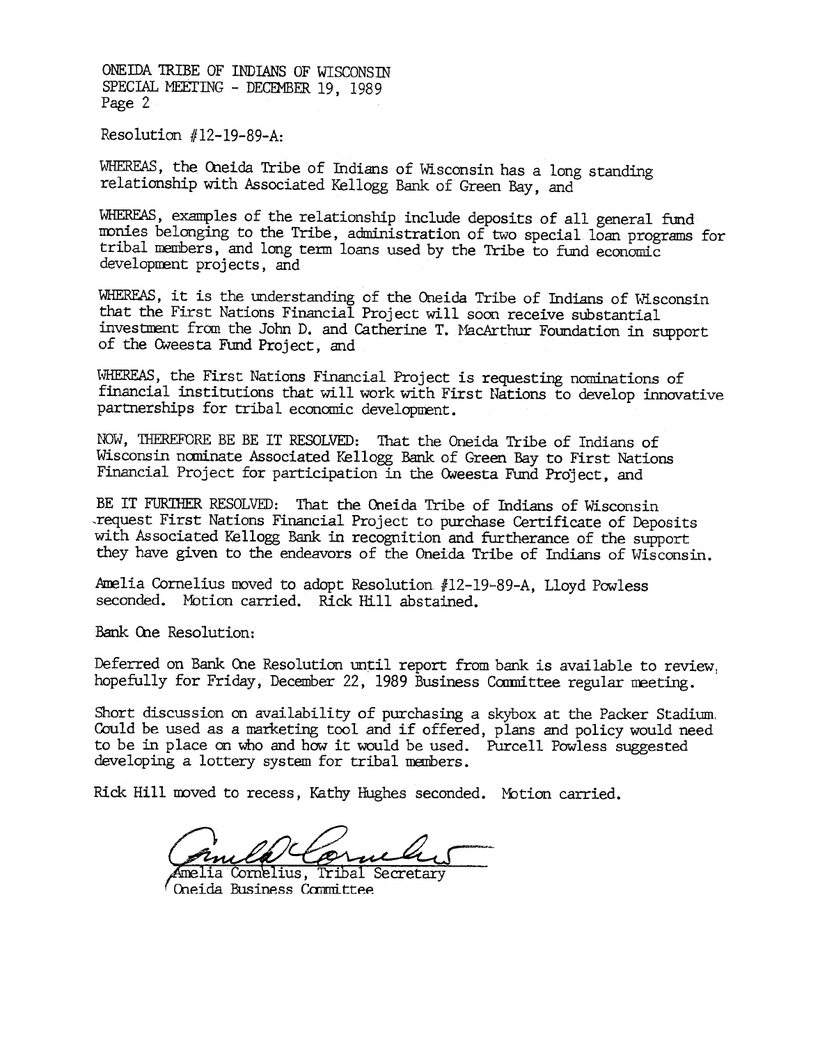Resolution #12-19-89-A:

WHEREAS, the Oneida Tribe of Indians of Wisconsin has a long standing relationship with Associated Kellogg Bank of Green Bay, and

WHEREAS, examples of the relationship include deposits of all general fund monies belonging to the Tribe, administration of two special loan programs for tribal members, and long term loans used by the Tribe to fund economic development projects, and

WHEREAS, it is the understanding of the Oneida Tribe of Indians of Wisconsin that the First Nations Financial Project will soon receive substantial investment from the John D. and Catherine T. MacArthur Foundation in support of the Oweesta Fund Project, and

WHEREAS, the First Nations Financial Project is requesting nominations of financial institutions that will work with First Nations to develop innovative partnerships for tribal economic development.

NOW, THEREFORE BE BE IT RESOLVED: That the Oneida Tribe of Indians of Wisconsin nominate Associated Kellogg Bank of Green Bay to First Nations Financial Project for participation in the Oweesta Fund Project, and

BE IT FURTHER RESOLVED: That the Oneida Tribe of Indians of Wisconsin request First Nations Financial Project to purchase Certificate of Deposits with Associated Kellogg Bank in recognition and furtherance of the support they have given to the endeavors of the Oneida Tribe of Indians of Wisconsin.

Amelia Cornelius moved to adopt Resolution #12-19-89-A, Lloyd Powless seconded. Motion carried. Rick Hill abstained.

Bank One Resolution:

Deferred on Bank One Resolution until report from bank is available to review, hopefully for Friday, December 22, 1989 Business Committee regular meeting.

Short discussion on availability of purchasing a skybox at the Packer Stadium. Could be used as a marketing tool and if offered, plans and policy would need to be in place on who and how it would be used. Purcell Powless suggested developing a lottery system for tribal members.

Rick Hill moved to recess, Kathy Hughes seconded. Motion carried.

Amelia Cornelius, Tribal Secretary
Oneida Business Committee